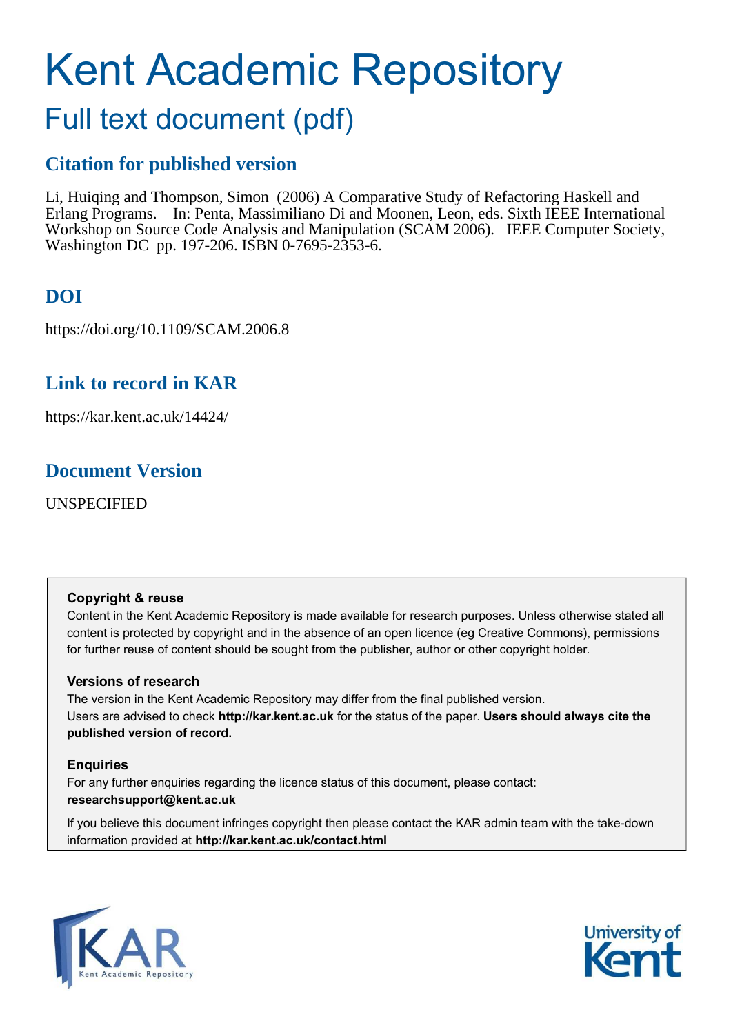# Kent Academic Repository

## Full text document (pdf)

### Citation for published version

Li, Huiqing and Thompson, Simon (2006) A Comparative Study of Refactoring Haskell and Erlang Programs. In: Penta, Massimiliano Di and Moonen, Leon, eds. Sixth IEEE International Workshop on Source Code Analysis and Manipulation (SCAM 2006). IEEE Computer Society, Washington DC pp. 197-206. ISBN 0-7695-2353-6.

### DOI

https://doi.org/10.1109/SCAM.2006.8

### Link to record in KAR

https://kar.kent.ac.uk/14424/

### Document Version

UNSPECIFIED

**Copyright & reuse**

Content in the Kent Academic Repository is made available for research purposes. Unless otherwise stated all content is protected by copyright and in the absence of an open licence (eg Creative Commons), permissions for further reuse of content should be sought from the publisher, author or other copyright holder.

**Versions of research**

The version in the Kent Academic Repository may differ from the final published version. Users are advised to check **http://kar.kent.ac.uk** for the status of the paper. **Users should always cite the published version of record.**

**Enquiries**

For any further enquiries regarding the licence status of this document, please contact: **researchsupport@kent.ac.uk**

If you believe this document infringes copyright then please contact the KAR admin team with the take-down information provided at **http://kar.kent.ac.uk/contact.html**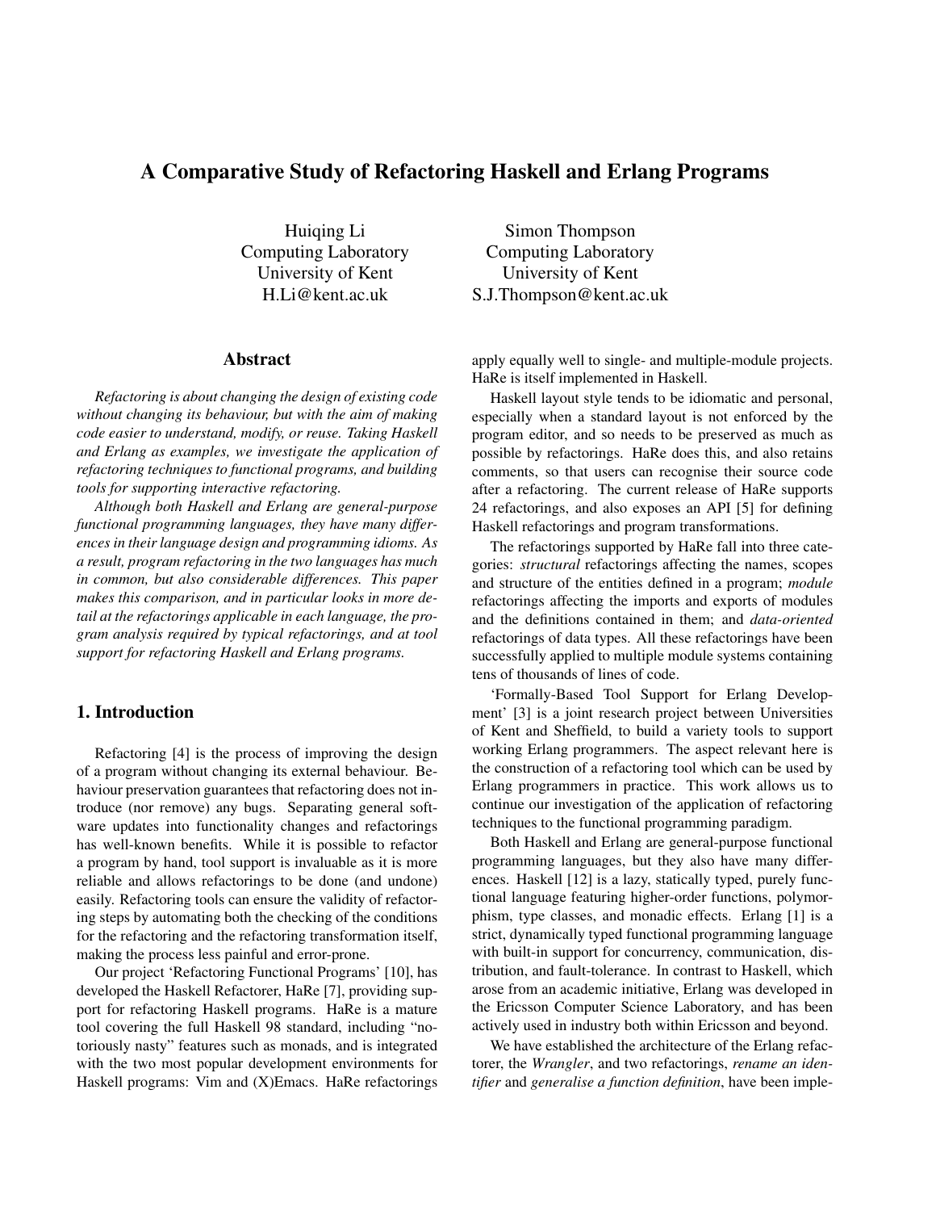# A Comparative Study of Refactoring Haskell and Erlang Programs

Huiqing Li
Computing Laboratory
University of Kent
H.Li@kent.ac.uk

Simon Thompson
Computing Laboratory
University of Kent
S.J.Thompson@kent.ac.uk

## Abstract

*Refactoring is about changing the design of existing code without changing its behaviour, but with the aim of making code easier to understand, modify, or reuse. Taking Haskell and Erlang as examples, we investigate the application of refactoring techniques to functional programs, and building tools for supporting interactive refactoring.*

*Although both Haskell and Erlang are general-purpose functional programming languages, they have many differences in their language design and programming idioms. As a result, program refactoring in the two languages has much in common, but also considerable differences. This paper makes this comparison, and in particular looks in more detail at the refactorings applicable in each language, the program analysis required by typical refactorings, and at tool support for refactoring Haskell and Erlang programs.*

## 1. Introduction

Refactoring [4] is the process of improving the design of a program without changing its external behaviour. Behaviour preservation guarantees that refactoring does not introduce (nor remove) any bugs. Separating general software updates into functionality changes and refactorings has well-known benefits. While it is possible to refactor a program by hand, tool support is invaluable as it is more reliable and allows refactorings to be done (and undone) easily. Refactoring tools can ensure the validity of refactoring steps by automating both the checking of the conditions for the refactoring and the refactoring transformation itself, making the process less painful and error-prone.

Our project 'Refactoring Functional Programs' [10], has developed the Haskell Refactorer, HaRe [7], providing support for refactoring Haskell programs. HaRe is a mature tool covering the full Haskell 98 standard, including "notoriously nasty" features such as monads, and is integrated with the two most popular development environments for Haskell programs: Vim and (X)Emacs. HaRe refactorings apply equally well to single- and multiple-module projects. HaRe is itself implemented in Haskell.

Haskell layout style tends to be idiomatic and personal, especially when a standard layout is not enforced by the program editor, and so needs to be preserved as much as possible by refactorings. HaRe does this, and also retains comments, so that users can recognise their source code after a refactoring. The current release of HaRe supports 24 refactorings, and also exposes an API [5] for defining Haskell refactorings and program transformations.

The refactorings supported by HaRe fall into three categories: *structural* refactorings affecting the names, scopes and structure of the entities defined in a program; *module* refactorings affecting the imports and exports of modules and the definitions contained in them; and *data-oriented* refactorings of data types. All these refactorings have been successfully applied to multiple module systems containing tens of thousands of lines of code.

'Formally-Based Tool Support for Erlang Development' [3] is a joint research project between Universities of Kent and Sheffield, to build a variety tools to support working Erlang programmers. The aspect relevant here is the construction of a refactoring tool which can be used by Erlang programmers in practice. This work allows us to continue our investigation of the application of refactoring techniques to the functional programming paradigm.

Both Haskell and Erlang are general-purpose functional programming languages, but they also have many differences. Haskell [12] is a lazy, statically typed, purely functional language featuring higher-order functions, polymorphism, type classes, and monadic effects. Erlang [1] is a strict, dynamically typed functional programming language with built-in support for concurrency, communication, distribution, and fault-tolerance. In contrast to Haskell, which arose from an academic initiative, Erlang was developed in the Ericsson Computer Science Laboratory, and has been actively used in industry both within Ericsson and beyond.

We have established the architecture of the Erlang refactorer, the *Wrangler*, and two refactorings, *rename an identifier* and *generalise a function definition*, have been imple-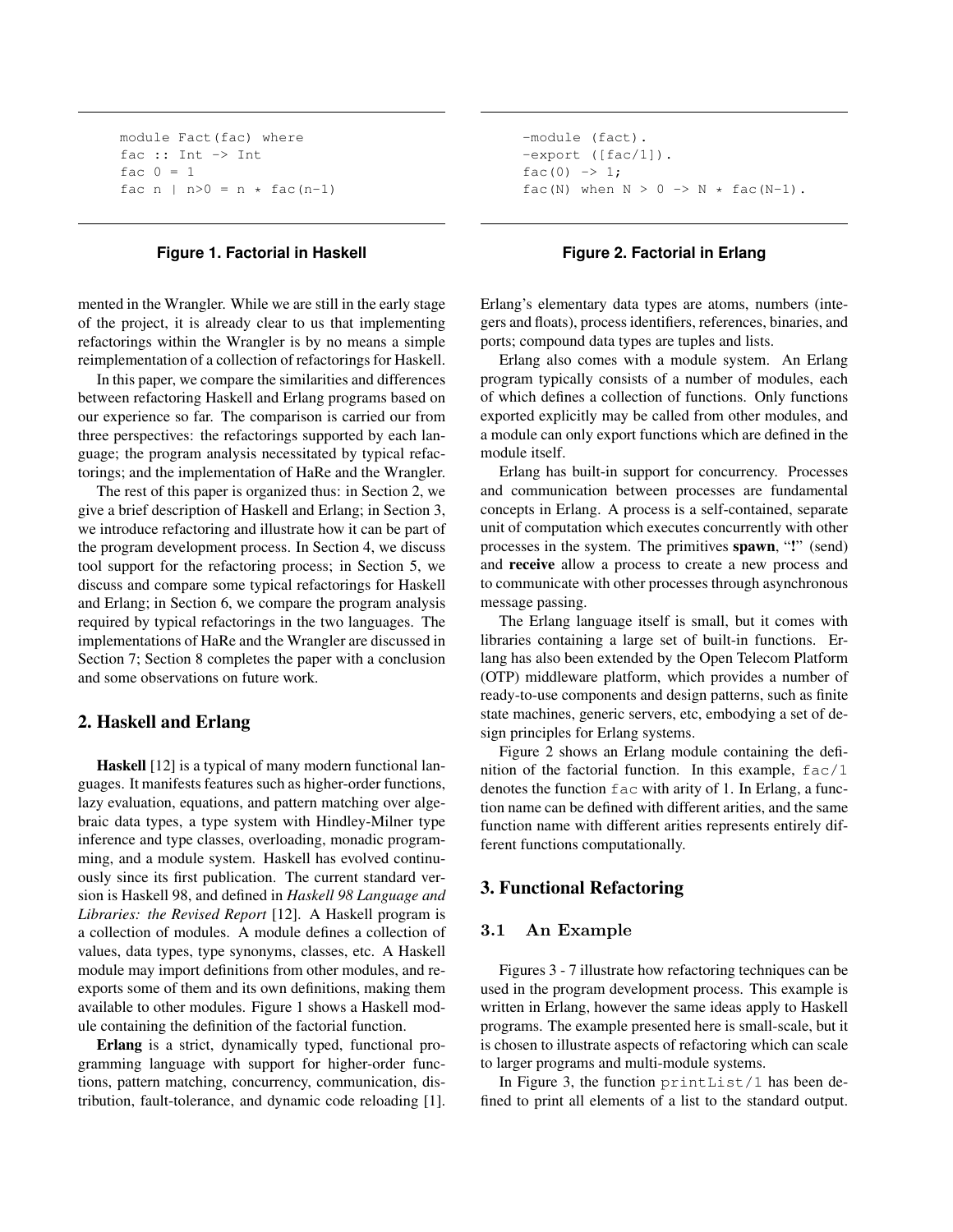```
module Fact(fac) where
fac :: Int -> Int
fac 0 = 1
fac n | n>0 = n * fac(n-1)
```

**Figure 1. Factorial in Haskell**

```
-module (fact).
-export ([fac/1]).
fac(0) -> 1;
fac(N) when N > 0 -> N * fac(N-1).
```

**Figure 2. Factorial in Erlang**

mented in the Wrangler. While we are still in the early stage of the project, it is already clear to us that implementing refactorings within the Wrangler is by no means a simple reimplementation of a collection of refactorings for Haskell.

In this paper, we compare the similarities and differences between refactoring Haskell and Erlang programs based on our experience so far. The comparison is carried our from three perspectives: the refactorings supported by each language; the program analysis necessitated by typical refactorings; and the implementation of HaRe and the Wrangler.

The rest of this paper is organized thus: in Section 2, we give a brief description of Haskell and Erlang; in Section 3, we introduce refactoring and illustrate how it can be part of the program development process. In Section 4, we discuss tool support for the refactoring process; in Section 5, we discuss and compare some typical refactorings for Haskell and Erlang; in Section 6, we compare the program analysis required by typical refactorings in the two languages. The implementations of HaRe and the Wrangler are discussed in Section 7; Section 8 completes the paper with a conclusion and some observations on future work.

## 2. Haskell and Erlang

**Haskell** [12] is a typical of many modern functional languages. It manifests features such as higher-order functions, lazy evaluation, equations, and pattern matching over algebraic data types, a type system with Hindley-Milner type inference and type classes, overloading, monadic programming, and a module system. Haskell has evolved continuously since its first publication. The current standard version is Haskell 98, and defined in *Haskell 98 Language and Libraries: the Revised Report* [12]. A Haskell program is a collection of modules. A module defines a collection of values, data types, type synonyms, classes, etc. A Haskell module may import definitions from other modules, and re-exports some of them and its own definitions, making them available to other modules. Figure 1 shows a Haskell module containing the definition of the factorial function.

**Erlang** is a strict, dynamically typed, functional programming language with support for higher-order functions, pattern matching, concurrency, communication, distribution, fault-tolerance, and dynamic code reloading [1]. Erlang's elementary data types are atoms, numbers (integers and floats), process identifiers, references, binaries, and ports; compound data types are tuples and lists.

Erlang also comes with a module system. An Erlang program typically consists of a number of modules, each of which defines a collection of functions. Only functions exported explicitly may be called from other modules, and a module can only export functions which are defined in the module itself.

Erlang has built-in support for concurrency. Processes and communication between processes are fundamental concepts in Erlang. A process is a self-contained, separate unit of computation which executes concurrently with other processes in the system. The primitives **spawn**, "**!**" (send) and **receive** allow a process to create a new process and to communicate with other processes through asynchronous message passing.

The Erlang language itself is small, but it comes with libraries containing a large set of built-in functions. Erlang has also been extended by the Open Telecom Platform (OTP) middleware platform, which provides a number of ready-to-use components and design patterns, such as finite state machines, generic servers, etc, embodying a set of design principles for Erlang systems.

Figure 2 shows an Erlang module containing the definition of the factorial function. In this example, `fac/1` denotes the function `fac` with arity of 1. In Erlang, a function name can be defined with different arities, and the same function name with different arities represents entirely different functions computationally.

## 3. Functional Refactoring

### 3.1 An Example

Figures 3 - 7 illustrate how refactoring techniques can be used in the program development process. This example is written in Erlang, however the same ideas apply to Haskell programs. The example presented here is small-scale, but it is chosen to illustrate aspects of refactoring which can scale to larger programs and multi-module systems.

In Figure 3, the function `printList/1` has been defined to print all elements of a list to the standard output.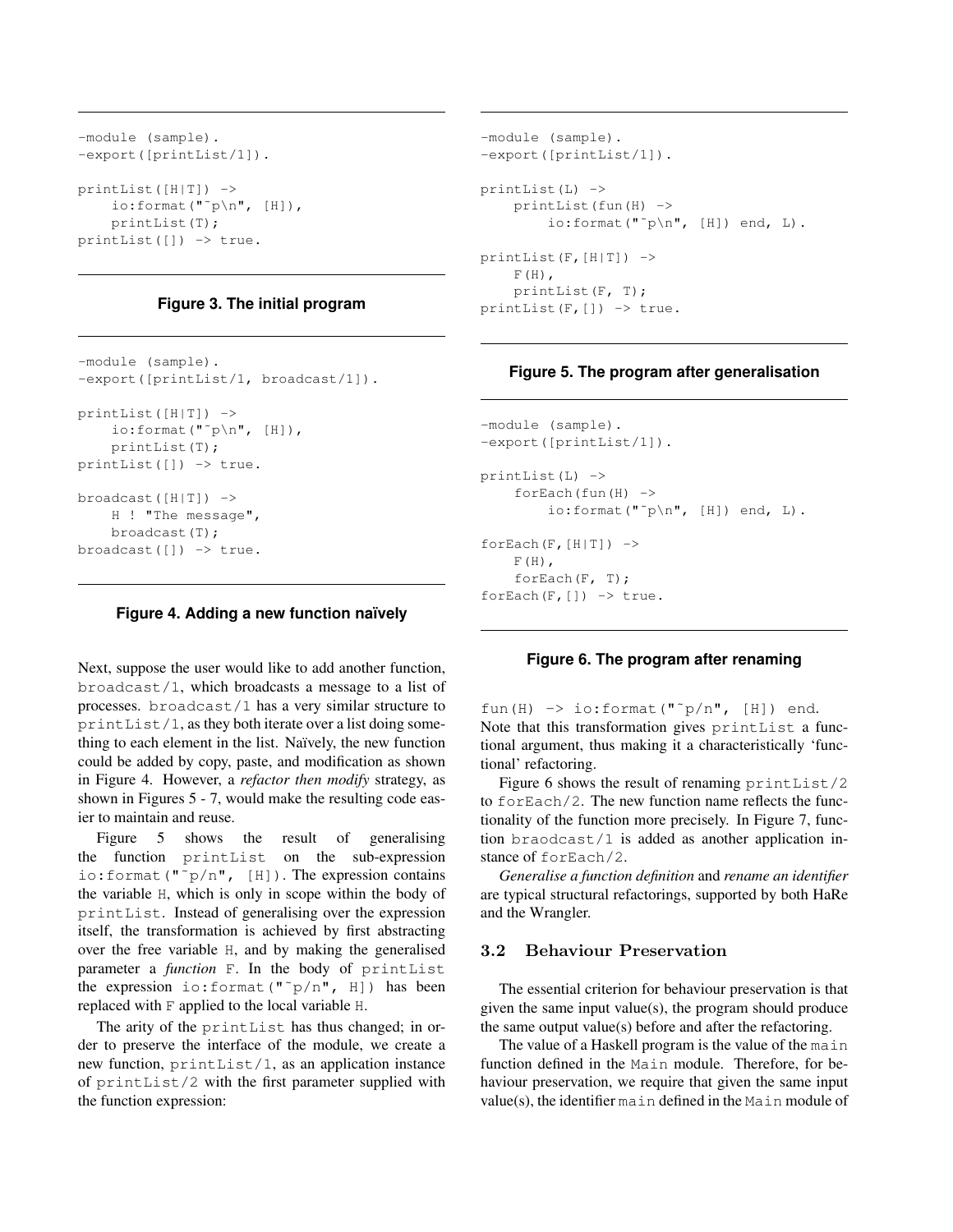```
-module (sample).
-export([printList/1]).

printList([H|T]) ->
    io:format("~p\n", [H]),
    printList(T);
printList([]) -> true.
```

**Figure 3. The initial program**

```
-module (sample).
-export([printList/1, broadcast/1]).

printList([H|T]) ->
    io:format("~p\n", [H]),
    printList(T);
printList([]) -> true.

broadcast([H|T]) ->
    H ! "The message",
    broadcast(T);
broadcast([]) -> true.
```

**Figure 4. Adding a new function naïvely**

Next, suppose the user would like to add another function, broadcast/1, which broadcasts a message to a list of processes. broadcast/1 has a very similar structure to printList/1, as they both iterate over a list doing something to each element in the list. Naïvely, the new function could be added by copy, paste, and modification as shown in Figure 4. However, a *refactor then modify* strategy, as shown in Figures 5 - 7, would make the resulting code easier to maintain and reuse.

Figure 5 shows the result of generalising the function printList on the sub-expression io:format("~p/n", [H]). The expression contains the variable H, which is only in scope within the body of printList. Instead of generalising over the expression itself, the transformation is achieved by first abstracting over the free variable H, and by making the generalised parameter a *function* F. In the body of printList the expression io:format("~p/n", H]) has been replaced with F applied to the local variable H.

The arity of the printList has thus changed; in order to preserve the interface of the module, we create a new function, printList/1, as an application instance of printList/2 with the first parameter supplied with the function expression:

```
-module (sample).
-export([printList/1]).

printList(L) ->
    printList(fun(H) ->
        io:format("~p\n", [H]) end, L).

printList(F,[H|T]) ->
    F(H),
    printList(F, T);
printList(F,[]) -> true.
```

**Figure 5. The program after generalisation**

```
-module (sample).
-export([printList/1]).

printList(L) ->
    forEach(fun(H) ->
        io:format("~p\n", [H]) end, L).

forEach(F,[H|T]) ->
    F(H),
    forEach(F, T);
forEach(F,[]) -> true.
```

**Figure 6. The program after renaming**

fun(H) -> io:format("~p/n", [H]) end.
Note that this transformation gives printList a functional argument, thus making it a characteristically 'functional' refactoring.

Figure 6 shows the result of renaming printList/2 to forEach/2. The new function name reflects the functionality of the function more precisely. In Figure 7, function braodcast/1 is added as another application instance of forEach/2.

*Generalise a function definition* and *rename an identifier* are typical structural refactorings, supported by both HaRe and the Wrangler.

### 3.2 Behaviour Preservation

The essential criterion for behaviour preservation is that given the same input value(s), the program should produce the same output value(s) before and after the refactoring.

The value of a Haskell program is the value of the main function defined in the Main module. Therefore, for behaviour preservation, we require that given the same input value(s), the identifier main defined in the Main module of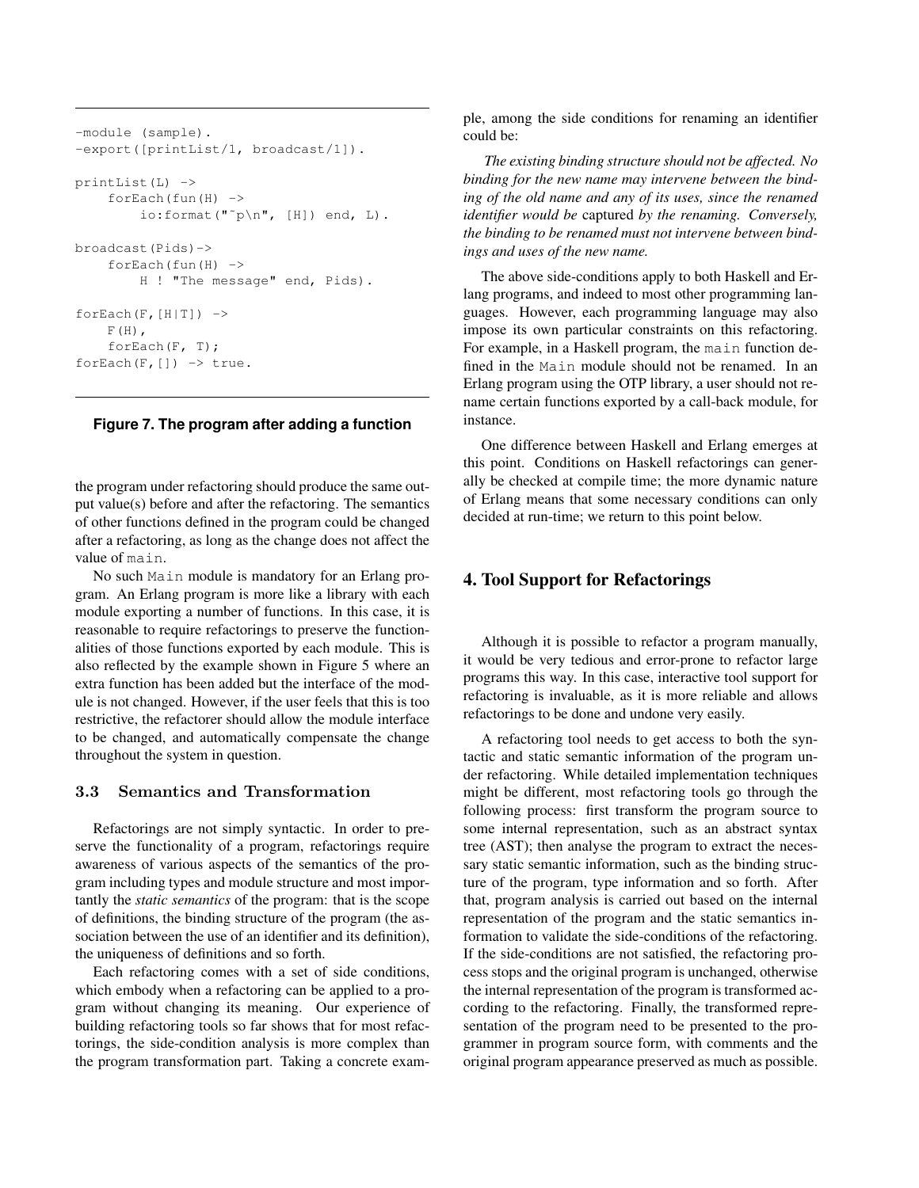```
-module (sample).
-export([printList/1, broadcast/1]).

printList(L) ->
    forEach(fun(H) ->
        io:format("~p\n", [H]) end, L).

broadcast(Pids)->
    forEach(fun(H) ->
        H ! "The message" end, Pids).

forEach(F,[H|T]) ->
    F(H),
    forEach(F, T);
forEach(F,[]) -> true.
```

**Figure 7. The program after adding a function**

the program under refactoring should produce the same output value(s) before and after the refactoring. The semantics of other functions defined in the program could be changed after a refactoring, as long as the change does not affect the value of `main`.

No such `Main` module is mandatory for an Erlang program. An Erlang program is more like a library with each module exporting a number of functions. In this case, it is reasonable to require refactorings to preserve the functionalities of those functions exported by each module. This is also reflected by the example shown in Figure 5 where an extra function has been added but the interface of the module is not changed. However, if the user feels that this is too restrictive, the refactorer should allow the module interface to be changed, and automatically compensate the change throughout the system in question.

### 3.3 Semantics and Transformation

Refactorings are not simply syntactic. In order to preserve the functionality of a program, refactorings require awareness of various aspects of the semantics of the program including types and module structure and most importantly the *static semantics* of the program: that is the scope of definitions, the binding structure of the program (the association between the use of an identifier and its definition), the uniqueness of definitions and so forth.

Each refactoring comes with a set of side conditions, which embody when a refactoring can be applied to a program without changing its meaning. Our experience of building refactoring tools so far shows that for most refactorings, the side-condition analysis is more complex than the program transformation part. Taking a concrete example, among the side conditions for renaming an identifier could be:

*The existing binding structure should not be affected. No binding for the new name may intervene between the binding of the old name and any of its uses, since the renamed identifier would be* captured *by the renaming. Conversely, the binding to be renamed must not intervene between bindings and uses of the new name.*

The above side-conditions apply to both Haskell and Erlang programs, and indeed to most other programming languages. However, each programming language may also impose its own particular constraints on this refactoring. For example, in a Haskell program, the `main` function defined in the `Main` module should not be renamed. In an Erlang program using the OTP library, a user should not rename certain functions exported by a call-back module, for instance.

One difference between Haskell and Erlang emerges at this point. Conditions on Haskell refactorings can generally be checked at compile time; the more dynamic nature of Erlang means that some necessary conditions can only decided at run-time; we return to this point below.

## 4. Tool Support for Refactorings

Although it is possible to refactor a program manually, it would be very tedious and error-prone to refactor large programs this way. In this case, interactive tool support for refactoring is invaluable, as it is more reliable and allows refactorings to be done and undone very easily.

A refactoring tool needs to get access to both the syntactic and static semantic information of the program under refactoring. While detailed implementation techniques might be different, most refactoring tools go through the following process: first transform the program source to some internal representation, such as an abstract syntax tree (AST); then analyse the program to extract the necessary static semantic information, such as the binding structure of the program, type information and so forth. After that, program analysis is carried out based on the internal representation of the program and the static semantics information to validate the side-conditions of the refactoring. If the side-conditions are not satisfied, the refactoring process stops and the original program is unchanged, otherwise the internal representation of the program is transformed according to the refactoring. Finally, the transformed representation of the program need to be presented to the programmer in program source form, with comments and the original program appearance preserved as much as possible.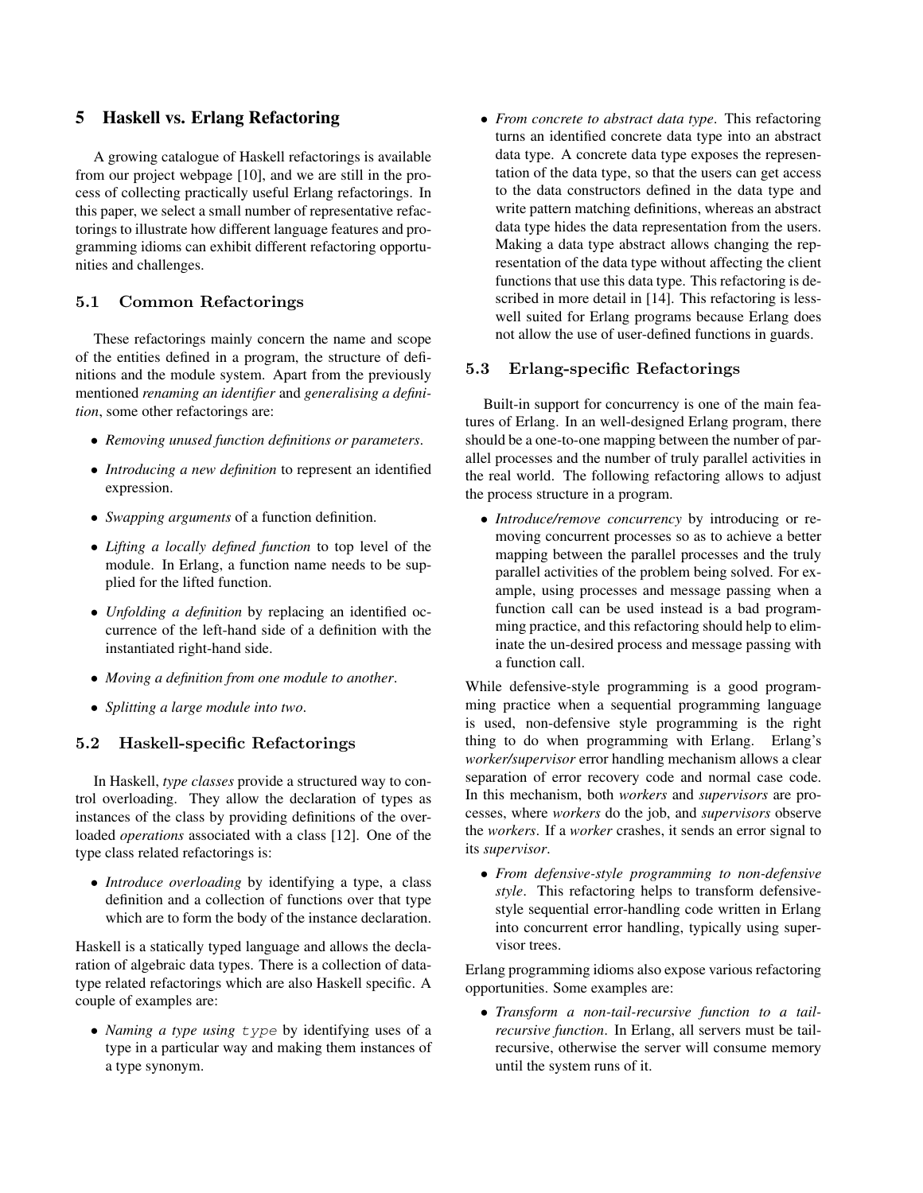## 5 Haskell vs. Erlang Refactoring

A growing catalogue of Haskell refactorings is available from our project webpage [10], and we are still in the process of collecting practically useful Erlang refactorings. In this paper, we select a small number of representative refactorings to illustrate how different language features and programming idioms can exhibit different refactoring opportunities and challenges.

### 5.1 Common Refactorings

These refactorings mainly concern the name and scope of the entities defined in a program, the structure of definitions and the module system. Apart from the previously mentioned *renaming an identifier* and *generalising a definition*, some other refactorings are:

- *Removing unused function definitions or parameters*.
- *Introducing a new definition* to represent an identified expression.
- *Swapping arguments* of a function definition.
- *Lifting a locally defined function* to top level of the module. In Erlang, a function name needs to be supplied for the lifted function.
- *Unfolding a definition* by replacing an identified occurrence of the left-hand side of a definition with the instantiated right-hand side.
- *Moving a definition from one module to another*.
- *Splitting a large module into two*.

### 5.2 Haskell-specific Refactorings

In Haskell, *type classes* provide a structured way to control overloading. They allow the declaration of types as instances of the class by providing definitions of the overloaded *operations* associated with a class [12]. One of the type class related refactorings is:

- *Introduce overloading* by identifying a type, a class definition and a collection of functions over that type which are to form the body of the instance declaration.

Haskell is a statically typed language and allows the declaration of algebraic data types. There is a collection of datatype related refactorings which are also Haskell specific. A couple of examples are:

- *Naming a type using* `type` by identifying uses of a type in a particular way and making them instances of a type synonym.
- *From concrete to abstract data type*. This refactoring turns an identified concrete data type into an abstract data type. A concrete data type exposes the representation of the data type, so that the users can get access to the data constructors defined in the data type and write pattern matching definitions, whereas an abstract data type hides the data representation from the users. Making a data type abstract allows changing the representation of the data type without affecting the client functions that use this data type. This refactoring is described in more detail in [14]. This refactoring is less-well suited for Erlang programs because Erlang does not allow the use of user-defined functions in guards.

### 5.3 Erlang-specific Refactorings

Built-in support for concurrency is one of the main features of Erlang. In an well-designed Erlang program, there should be a one-to-one mapping between the number of parallel processes and the number of truly parallel activities in the real world. The following refactoring allows to adjust the process structure in a program.

- *Introduce/remove concurrency* by introducing or removing concurrent processes so as to achieve a better mapping between the parallel processes and the truly parallel activities of the problem being solved. For example, using processes and message passing when a function call can be used instead is a bad programming practice, and this refactoring should help to eliminate the un-desired process and message passing with a function call.

While defensive-style programming is a good programming practice when a sequential programming language is used, non-defensive style programming is the right thing to do when programming with Erlang. Erlang's *worker/supervisor* error handling mechanism allows a clear separation of error recovery code and normal case code. In this mechanism, both *workers* and *supervisors* are processes, where *workers* do the job, and *supervisors* observe the *workers*. If a *worker* crashes, it sends an error signal to its *supervisor*.

- *From defensive-style programming to non-defensive style*. This refactoring helps to transform defensive-style sequential error-handling code written in Erlang into concurrent error handling, typically using supervisor trees.

Erlang programming idioms also expose various refactoring opportunities. Some examples are:

- *Transform a non-tail-recursive function to a tail-recursive function*. In Erlang, all servers must be tail-recursive, otherwise the server will consume memory until the system runs of it.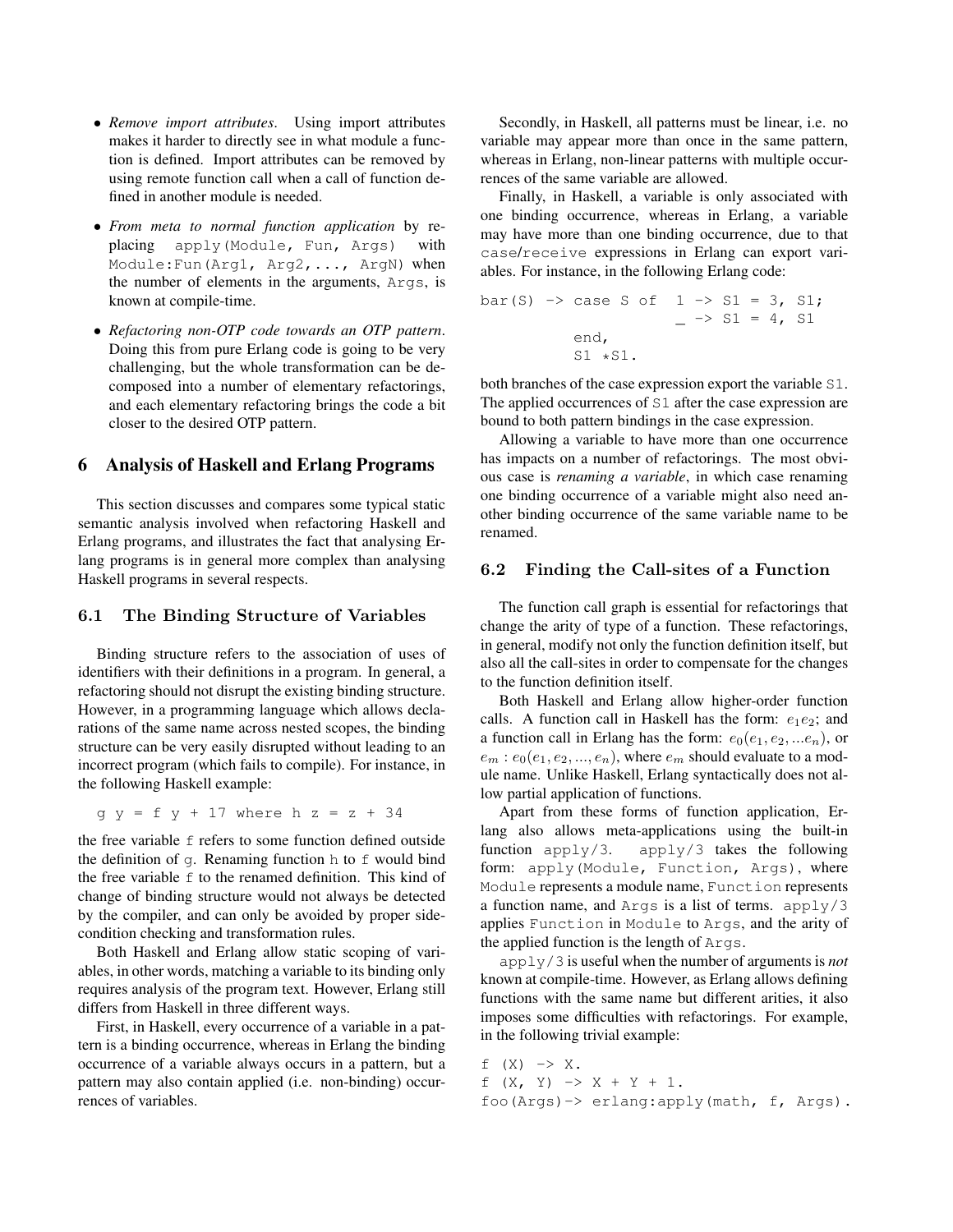- *Remove import attributes*. Using import attributes makes it harder to directly see in what module a function is defined. Import attributes can be removed by using remote function call when a call of function defined in another module is needed.

- *From meta to normal function application* by replacing `apply(Module, Fun, Args)` with `Module:Fun(Arg1, Arg2,..., ArgN)` when the number of elements in the arguments, `Args`, is known at compile-time.

- *Refactoring non-OTP code towards an OTP pattern*. Doing this from pure Erlang code is going to be very challenging, but the whole transformation can be decomposed into a number of elementary refactorings, and each elementary refactoring brings the code a bit closer to the desired OTP pattern.

## 6 Analysis of Haskell and Erlang Programs

This section discusses and compares some typical static semantic analysis involved when refactoring Haskell and Erlang programs, and illustrates the fact that analysing Erlang programs is in general more complex than analysing Haskell programs in several respects.

### 6.1 The Binding Structure of Variables

Binding structure refers to the association of uses of identifiers with their definitions in a program. In general, a refactoring should not disrupt the existing binding structure. However, in a programming language which allows declarations of the same name across nested scopes, the binding structure can be very easily disrupted without leading to an incorrect program (which fails to compile). For instance, in the following Haskell example:

```
g y = f y + 17 where h z = z + 34
```

the free variable `f` refers to some function defined outside the definition of `g`. Renaming function `h` to `f` would bind the free variable `f` to the renamed definition. This kind of change of binding structure would not always be detected by the compiler, and can only be avoided by proper side-condition checking and transformation rules.

Both Haskell and Erlang allow static scoping of variables, in other words, matching a variable to its binding only requires analysis of the program text. However, Erlang still differs from Haskell in three different ways.

First, in Haskell, every occurrence of a variable in a pattern is a binding occurrence, whereas in Erlang the binding occurrence of a variable always occurs in a pattern, but a pattern may also contain applied (i.e. non-binding) occurrences of variables.

Secondly, in Haskell, all patterns must be linear, i.e. no variable may appear more than once in the same pattern, whereas in Erlang, non-linear patterns with multiple occurrences of the same variable are allowed.

Finally, in Haskell, a variable is only associated with one binding occurrence, whereas in Erlang, a variable may have more than one binding occurrence, due to that `case`/`receive` expressions in Erlang can export variables. For instance, in the following Erlang code:

```
bar(S) -> case S of  1 -> S1 = 3, S1;
                     _ -> S1 = 4, S1
          end,
          S1 *S1.
```

both branches of the case expression export the variable `S1`. The applied occurrences of `S1` after the case expression are bound to both pattern bindings in the case expression.

Allowing a variable to have more than one occurrence has impacts on a number of refactorings. The most obvious case is *renaming a variable*, in which case renaming one binding occurrence of a variable might also need another binding occurrence of the same variable name to be renamed.

### 6.2 Finding the Call-sites of a Function

The function call graph is essential for refactorings that change the arity of type of a function. These refactorings, in general, modify not only the function definition itself, but also all the call-sites in order to compensate for the changes to the function definition itself.

Both Haskell and Erlang allow higher-order function calls. A function call in Haskell has the form: $e_1 e_2$; and a function call in Erlang has the form: $e_0(e_1, e_2, ...e_n)$, or $e_m : e_0(e_1, e_2, ..., e_n)$, where $e_m$ should evaluate to a module name. Unlike Haskell, Erlang syntactically does not allow partial application of functions.

Apart from these forms of function application, Erlang also allows meta-applications using the built-in function `apply/3`. `apply/3` takes the following form: `apply(Module, Function, Args)`, where `Module` represents a module name, `Function` represents a function name, and `Args` is a list of terms. `apply/3` applies `Function` in `Module` to `Args`, and the arity of the applied function is the length of `Args`.

`apply/3` is useful when the number of arguments is *not* known at compile-time. However, as Erlang allows defining functions with the same name but different arities, it also imposes some difficulties with refactorings. For example, in the following trivial example:

```
f (X) -> X.
f (X, Y) -> X + Y + 1.
foo(Args)-> erlang:apply(math, f, Args).
```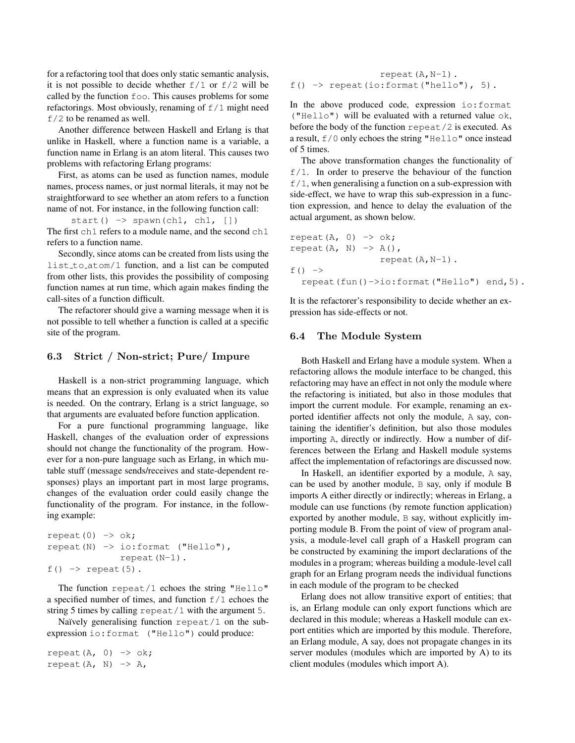for a refactoring tool that does only static semantic analysis, it is not possible to decide whether `f/1` or `f/2` will be called by the function `foo`. This causes problems for some refactorings. Most obviously, renaming of `f/1` might need `f/2` to be renamed as well.

Another difference between Haskell and Erlang is that unlike in Haskell, where a function name is a variable, a function name in Erlang is an atom literal. This causes two problems with refactoring Erlang programs:

First, as atoms can be used as function names, module names, process names, or just normal literals, it may not be straightforward to see whether an atom refers to a function name of not. For instance, in the following function call:

```
start() -> spawn(ch1, ch1, [])
```

The first `ch1` refers to a module name, and the second `ch1` refers to a function name.

Secondly, since atoms can be created from lists using the `list_to_atom/1` function, and a list can be computed from other lists, this provides the possibility of composing function names at run time, which again makes finding the call-sites of a function difficult.

The refactorer should give a warning message when it is not possible to tell whether a function is called at a specific site of the program.

### 6.3 Strict / Non-strict; Pure/ Impure

Haskell is a non-strict programming language, which means that an expression is only evaluated when its value is needed. On the contrary, Erlang is a strict language, so that arguments are evaluated before function application.

For a pure functional programming language, like Haskell, changes of the evaluation order of expressions should not change the functionality of the program. However for a non-pure language such as Erlang, in which mutable stuff (message sends/receives and state-dependent responses) plays an important part in most large programs, changes of the evaluation order could easily change the functionality of the program. For instance, in the following example:

```
repeat(0) -> ok;
repeat(N) -> io:format ("Hello"),
             repeat(N-1).
f() -> repeat(5).
```

The function `repeat/1` echoes the string `"Hello"` a specified number of times, and function `f/1` echoes the string 5 times by calling `repeat/1` with the argument `5`.

Naïvely generalising function `repeat/1` on the sub-expression `io:format ("Hello")` could produce:

```
repeat(A, 0) -> ok;
repeat(A, N) -> A,
                repeat(A,N-1).
f() -> repeat(io:format("hello"), 5).
```

In the above produced code, expression `io:format ("Hello")` will be evaluated with a returned value `ok`, before the body of the function `repeat/2` is executed. As a result, `f/0` only echoes the string `"Hello"` once instead of 5 times.

The above transformation changes the functionality of `f/1`. In order to preserve the behaviour of the function `f/1`, when generalising a function on a sub-expression with side-effect, we have to wrap this sub-expression in a function expression, and hence to delay the evaluation of the actual argument, as shown below.

```
repeat(A, 0) -> ok;
repeat(A, N) -> A(),
                repeat(A,N-1).
f() ->
  repeat(fun()->io:format("Hello") end,5).
```

It is the refactorer's responsibility to decide whether an expression has side-effects or not.

### 6.4 The Module System

Both Haskell and Erlang have a module system. When a refactoring allows the module interface to be changed, this refactoring may have an effect in not only the module where the refactoring is initiated, but also in those modules that import the current module. For example, renaming an exported identifier affects not only the module, `A` say, containing the identifier's definition, but also those modules importing `A`, directly or indirectly. How a number of differences between the Erlang and Haskell module systems affect the implementation of refactorings are discussed now.

In Haskell, an identifier exported by a module, `A` say, can be used by another module, `B` say, only if module B imports A either directly or indirectly; whereas in Erlang, a module can use functions (by remote function application) exported by another module, `B` say, without explicitly importing module B. From the point of view of program analysis, a module-level call graph of a Haskell program can be constructed by examining the import declarations of the modules in a program; whereas building a module-level call graph for an Erlang program needs the individual functions in each module of the program to be checked

Erlang does not allow transitive export of entities; that is, an Erlang module can only export functions which are declared in this module; whereas a Haskell module can export entities which are imported by this module. Therefore, an Erlang module, A say, does not propagate changes in its server modules (modules which are imported by A) to its client modules (modules which import A).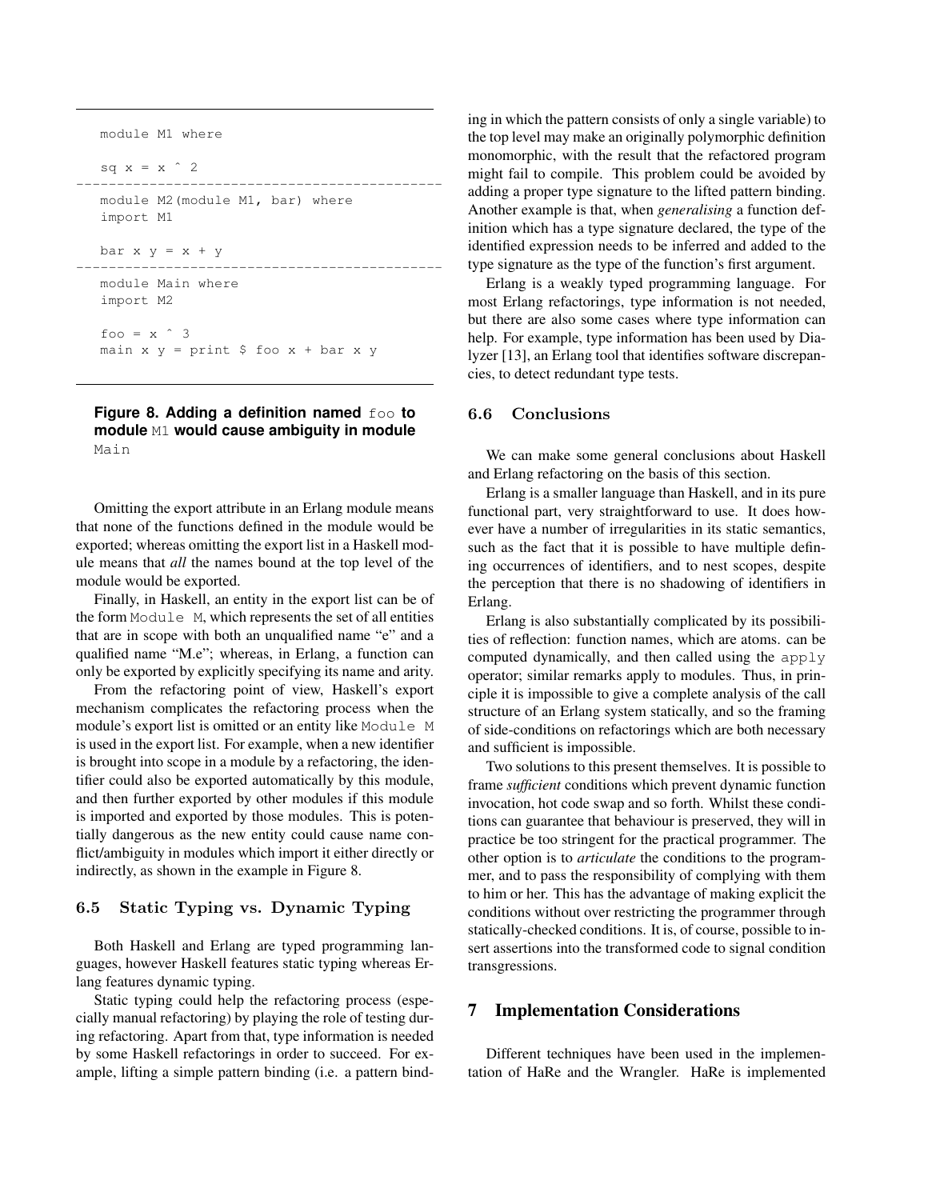```
module M1 where

sq x = x ^ 2
---------------------------------------------
module M2(module M1, bar) where
import M1

bar x y = x + y
---------------------------------------------
module Main where
import M2

foo = x ^ 3
main x y = print $ foo x + bar x y
```

**Figure 8. Adding a definition named `foo` to module `M1` would cause ambiguity in module `Main`**

Omitting the export attribute in an Erlang module means that none of the functions defined in the module would be exported; whereas omitting the export list in a Haskell module means that *all* the names bound at the top level of the module would be exported.

Finally, in Haskell, an entity in the export list can be of the form `Module M`, which represents the set of all entities that are in scope with both an unqualified name "e" and a qualified name "M.e"; whereas, in Erlang, a function can only be exported by explicitly specifying its name and arity.

From the refactoring point of view, Haskell's export mechanism complicates the refactoring process when the module's export list is omitted or an entity like `Module M` is used in the export list. For example, when a new identifier is brought into scope in a module by a refactoring, the identifier could also be exported automatically by this module, and then further exported by other modules if this module is imported and exported by those modules. This is potentially dangerous as the new entity could cause name conflict/ambiguity in modules which import it either directly or indirectly, as shown in the example in Figure 8.

### 6.5 Static Typing vs. Dynamic Typing

Both Haskell and Erlang are typed programming languages, however Haskell features static typing whereas Erlang features dynamic typing.

Static typing could help the refactoring process (especially manual refactoring) by playing the role of testing during refactoring. Apart from that, type information is needed by some Haskell refactorings in order to succeed. For example, lifting a simple pattern binding (i.e. a pattern binding in which the pattern consists of only a single variable) to the top level may make an originally polymorphic definition monomorphic, with the result that the refactored program might fail to compile. This problem could be avoided by adding a proper type signature to the lifted pattern binding. Another example is that, when *generalising* a function definition which has a type signature declared, the type of the identified expression needs to be inferred and added to the type signature as the type of the function's first argument.

Erlang is a weakly typed programming language. For most Erlang refactorings, type information is not needed, but there are also some cases where type information can help. For example, type information has been used by Dialyzer [13], an Erlang tool that identifies software discrepancies, to detect redundant type tests.

### 6.6 Conclusions

We can make some general conclusions about Haskell and Erlang refactoring on the basis of this section.

Erlang is a smaller language than Haskell, and in its pure functional part, very straightforward to use. It does however have a number of irregularities in its static semantics, such as the fact that it is possible to have multiple defining occurrences of identifiers, and to nest scopes, despite the perception that there is no shadowing of identifiers in Erlang.

Erlang is also substantially complicated by its possibilities of reflection: function names, which are atoms. can be computed dynamically, and then called using the `apply` operator; similar remarks apply to modules. Thus, in principle it is impossible to give a complete analysis of the call structure of an Erlang system statically, and so the framing of side-conditions on refactorings which are both necessary and sufficient is impossible.

Two solutions to this present themselves. It is possible to frame *sufficient* conditions which prevent dynamic function invocation, hot code swap and so forth. Whilst these conditions can guarantee that behaviour is preserved, they will in practice be too stringent for the practical programmer. The other option is to *articulate* the conditions to the programmer, and to pass the responsibility of complying with them to him or her. This has the advantage of making explicit the conditions without over restricting the programmer through statically-checked conditions. It is, of course, possible to insert assertions into the transformed code to signal condition transgressions.

## 7 Implementation Considerations

Different techniques have been used in the implementation of HaRe and the Wrangler. HaRe is implemented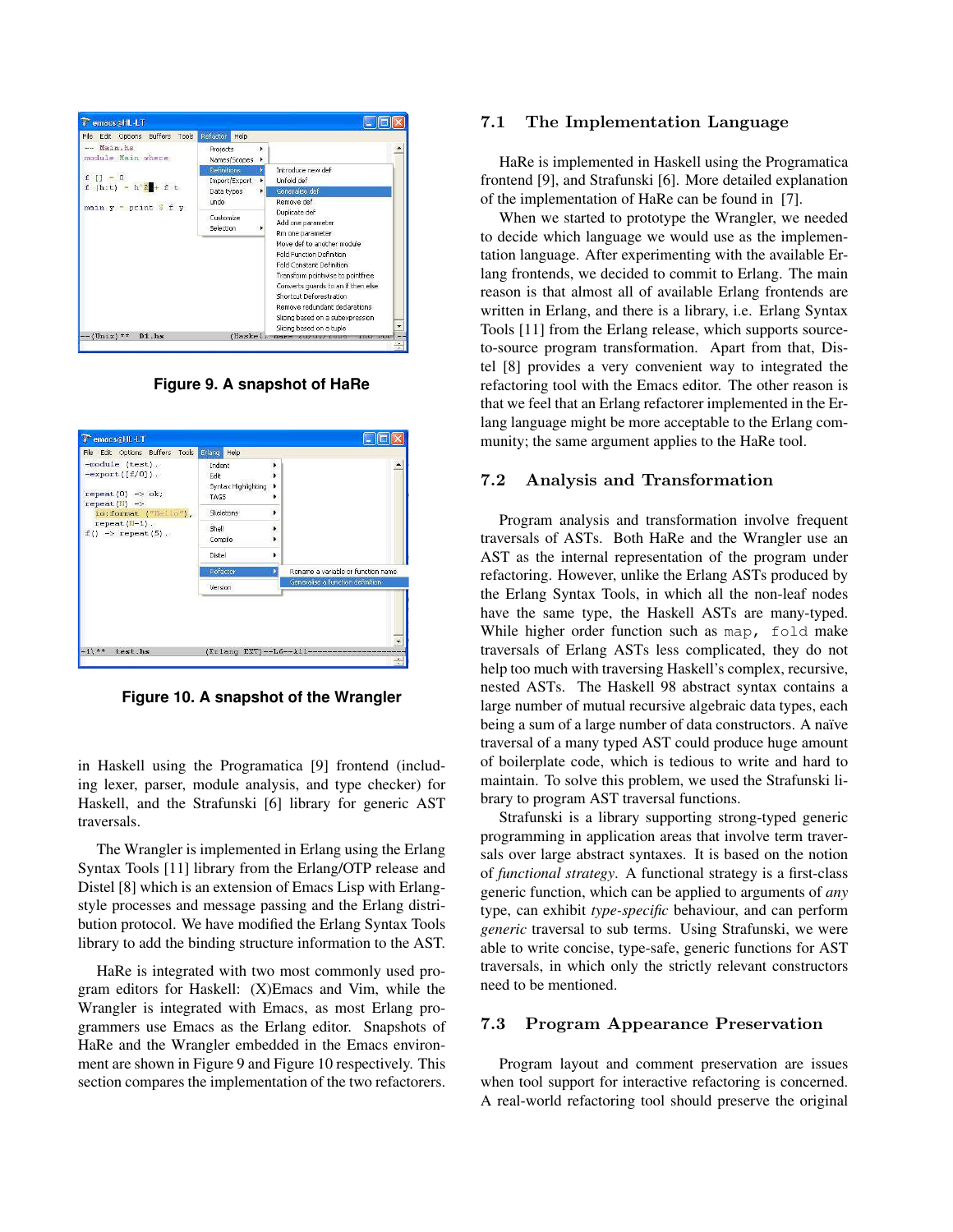Figure 9. A snapshot of HaRe

Figure 10. A snapshot of the Wrangler

in Haskell using the Programatica [9] frontend (including lexer, parser, module analysis, and type checker) for Haskell, and the Strafunski [6] library for generic AST traversals.

The Wrangler is implemented in Erlang using the Erlang Syntax Tools [11] library from the Erlang/OTP release and Distel [8] which is an extension of Emacs Lisp with Erlang-style processes and message passing and the Erlang distribution protocol. We have modified the Erlang Syntax Tools library to add the binding structure information to the AST.

HaRe is integrated with two most commonly used program editors for Haskell: (X)Emacs and Vim, while the Wrangler is integrated with Emacs, as most Erlang programmers use Emacs as the Erlang editor. Snapshots of HaRe and the Wrangler embedded in the Emacs environment are shown in Figure 9 and Figure 10 respectively. This section compares the implementation of the two refactorers.

## 7.1 The Implementation Language

HaRe is implemented in Haskell using the Programatica frontend [9], and Strafunski [6]. More detailed explanation of the implementation of HaRe can be found in [7].

When we started to prototype the Wrangler, we needed to decide which language we would use as the implementation language. After experimenting with the available Erlang frontends, we decided to commit to Erlang. The main reason is that almost all of available Erlang frontends are written in Erlang, and there is a library, i.e. Erlang Syntax Tools [11] from the Erlang release, which supports source-to-source program transformation. Apart from that, Distel [8] provides a very convenient way to integrated the refactoring tool with the Emacs editor. The other reason is that we feel that an Erlang refactorer implemented in the Erlang language might be more acceptable to the Erlang community; the same argument applies to the HaRe tool.

## 7.2 Analysis and Transformation

Program analysis and transformation involve frequent traversals of ASTs. Both HaRe and the Wrangler use an AST as the internal representation of the program under refactoring. However, unlike the Erlang ASTs produced by the Erlang Syntax Tools, in which all the non-leaf nodes have the same type, the Haskell ASTs are many-typed. While higher order function such as `map`, `fold` make traversals of Erlang ASTs less complicated, they do not help too much with traversing Haskell's complex, recursive, nested ASTs. The Haskell 98 abstract syntax contains a large number of mutual recursive algebraic data types, each being a sum of a large number of data constructors. A naïve traversal of a many typed AST could produce huge amount of boilerplate code, which is tedious to write and hard to maintain. To solve this problem, we used the Strafunski library to program AST traversal functions.

Strafunski is a library supporting strong-typed generic programming in application areas that involve term traversals over large abstract syntaxes. It is based on the notion of *functional strategy*. A functional strategy is a first-class generic function, which can be applied to arguments of *any* type, can exhibit *type-specific* behaviour, and can perform *generic* traversal to sub terms. Using Strafunski, we were able to write concise, type-safe, generic functions for AST traversals, in which only the strictly relevant constructors need to be mentioned.

## 7.3 Program Appearance Preservation

Program layout and comment preservation are issues when tool support for interactive refactoring is concerned. A real-world refactoring tool should preserve the original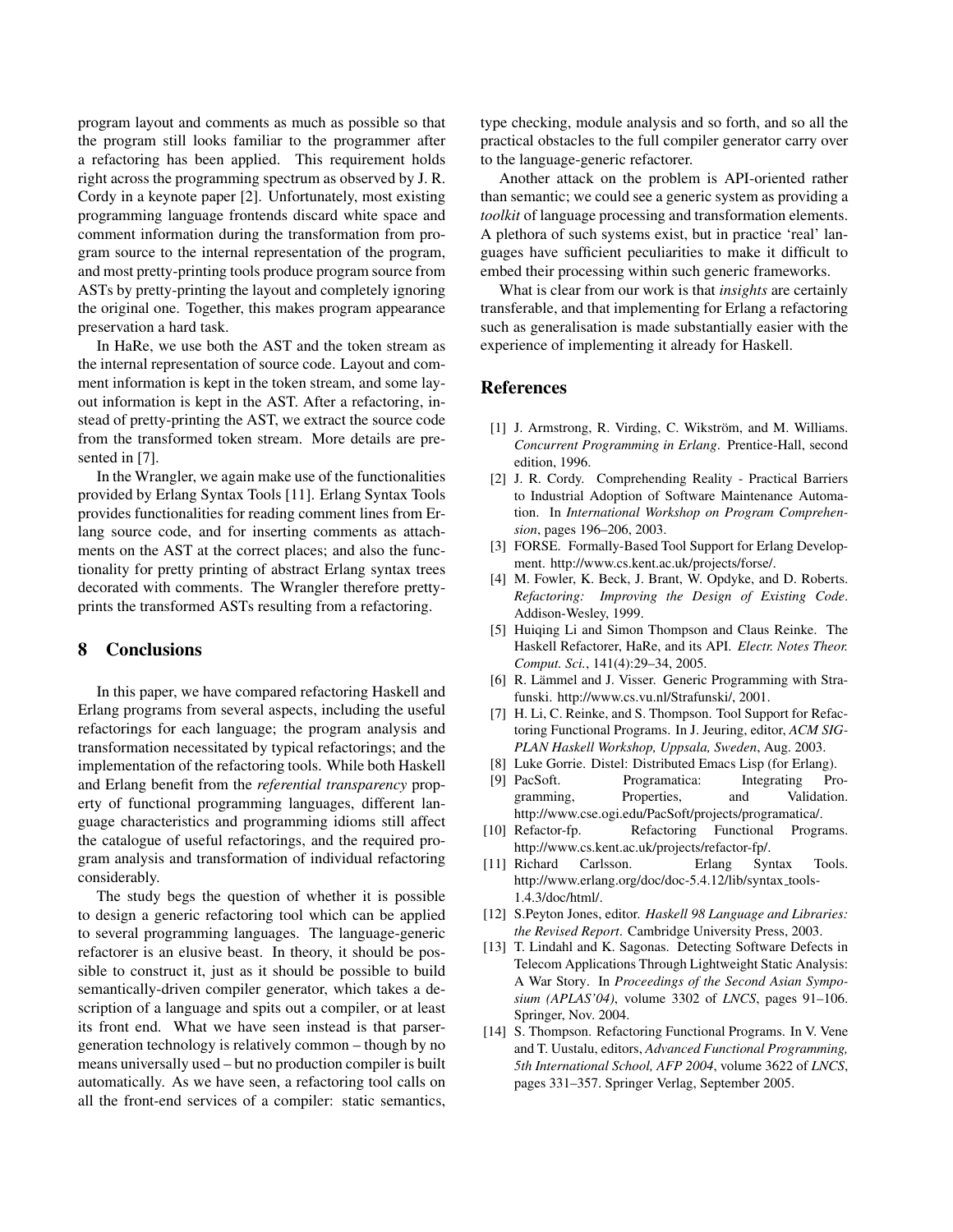program layout and comments as much as possible so that the program still looks familiar to the programmer after a refactoring has been applied. This requirement holds right across the programming spectrum as observed by J. R. Cordy in a keynote paper [2]. Unfortunately, most existing programming language frontends discard white space and comment information during the transformation from program source to the internal representation of the program, and most pretty-printing tools produce program source from ASTs by pretty-printing the layout and completely ignoring the original one. Together, this makes program appearance preservation a hard task.

In HaRe, we use both the AST and the token stream as the internal representation of source code. Layout and comment information is kept in the token stream, and some layout information is kept in the AST. After a refactoring, instead of pretty-printing the AST, we extract the source code from the transformed token stream. More details are presented in [7].

In the Wrangler, we again make use of the functionalities provided by Erlang Syntax Tools [11]. Erlang Syntax Tools provides functionalities for reading comment lines from Erlang source code, and for inserting comments as attachments on the AST at the correct places; and also the functionality for pretty printing of abstract Erlang syntax trees decorated with comments. The Wrangler therefore pretty-prints the transformed ASTs resulting from a refactoring.

## 8 Conclusions

In this paper, we have compared refactoring Haskell and Erlang programs from several aspects, including the useful refactorings for each language; the program analysis and transformation necessitated by typical refactorings; and the implementation of the refactoring tools. While both Haskell and Erlang benefit from the *referential transparency* property of functional programming languages, different language characteristics and programming idioms still affect the catalogue of useful refactorings, and the required program analysis and transformation of individual refactoring considerably.

The study begs the question of whether it is possible to design a generic refactoring tool which can be applied to several programming languages. The language-generic refactorer is an elusive beast. In theory, it should be possible to construct it, just as it should be possible to build semantically-driven compiler generator, which takes a description of a language and spits out a compiler, or at least its front end. What we have seen instead is that parser-generation technology is relatively common – though by no means universally used – but no production compiler is built automatically. As we have seen, a refactoring tool calls on all the front-end services of a compiler: static semantics, type checking, module analysis and so forth, and so all the practical obstacles to the full compiler generator carry over to the language-generic refactorer.

Another attack on the problem is API-oriented rather than semantic; we could see a generic system as providing a *toolkit* of language processing and transformation elements. A plethora of such systems exist, but in practice 'real' languages have sufficient peculiarities to make it difficult to embed their processing within such generic frameworks.

What is clear from our work is that *insights* are certainly transferable, and that implementing for Erlang a refactoring such as generalisation is made substantially easier with the experience of implementing it already for Haskell.

## References

[1] J. Armstrong, R. Virding, C. Wikström, and M. Williams. *Concurrent Programming in Erlang*. Prentice-Hall, second edition, 1996.

[2] J. R. Cordy. Comprehending Reality - Practical Barriers to Industrial Adoption of Software Maintenance Automation. In *International Workshop on Program Comprehension*, pages 196–206, 2003.

[3] FORSE. Formally-Based Tool Support for Erlang Development. http://www.cs.kent.ac.uk/projects/forse/.

[4] M. Fowler, K. Beck, J. Brant, W. Opdyke, and D. Roberts. *Refactoring: Improving the Design of Existing Code*. Addison-Wesley, 1999.

[5] Huiqing Li and Simon Thompson and Claus Reinke. The Haskell Refactorer, HaRe, and its API. *Electr. Notes Theor. Comput. Sci.*, 141(4):29–34, 2005.

[6] R. Lämmel and J. Visser. Generic Programming with Strafunski. http://www.cs.vu.nl/Strafunski/, 2001.

[7] H. Li, C. Reinke, and S. Thompson. Tool Support for Refactoring Functional Programs. In J. Jeuring, editor, *ACM SIGPLAN Haskell Workshop, Uppsala, Sweden*, Aug. 2003.

[8] Luke Gorrie. Distel: Distributed Emacs Lisp (for Erlang).

[9] PacSoft. Programatica: Integrating Programming, Properties, and Validation. http://www.cse.ogi.edu/PacSoft/projects/programatica/.

[10] Refactor-fp. Refactoring Functional Programs. http://www.cs.kent.ac.uk/projects/refactor-fp/.

[11] Richard Carlsson. Erlang Syntax Tools. http://www.erlang.org/doc/doc-5.4.12/lib/syntax_tools-1.4.3/doc/html/.

[12] S.Peyton Jones, editor. *Haskell 98 Language and Libraries: the Revised Report*. Cambridge University Press, 2003.

[13] T. Lindahl and K. Sagonas. Detecting Software Defects in Telecom Applications Through Lightweight Static Analysis: A War Story. In *Proceedings of the Second Asian Symposium (APLAS'04)*, volume 3302 of *LNCS*, pages 91–106. Springer, Nov. 2004.

[14] S. Thompson. Refactoring Functional Programs. In V. Vene and T. Uustalu, editors, *Advanced Functional Programming, 5th International School, AFP 2004*, volume 3622 of *LNCS*, pages 331–357. Springer Verlag, September 2005.